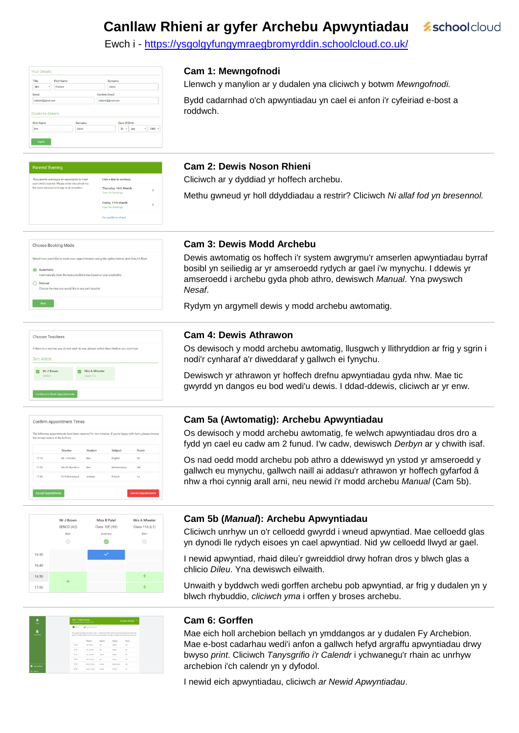# Canllaw Rhieni ar gyfer Archebu Apwyntiadau

Ewch i - https://ysgolgyfungymraegbromyrddin.schoolcloud.co.uk/

### Cam 1: Mewngofnodi

Llenwch y manylion ar y dudalen yna cliciwch y botwm *Mewngofnodi.*

Bydd cadarnhad o'ch apwyntiadau yn cael ei anfon i'r cyfeiriad e-bost a roddwch.

### Cam 2: Dewis Noson Rhieni

Cliciwch ar y dyddiad yr hoffech archebu.

Methu gwneud yr holl ddyddiadau a restrir? Cliciwch *Ni allaf fod yn bresennol.*

### Cam 3: Dewis Modd Archebu

Dewis awtomatig os hoffech i'r system awgrymu'r amserlen apwyntiadau byrraf bosibl yn seiliedig ar yr amseroedd rydych ar gael i'w mynychu. I ddewis yr amseroedd i archebu gyda phob athro, dewiswch *Manual*. Yna pwyswch *Nesaf*.

Rydym yn argymell dewis y modd archebu awtomatig.

### Cam 4: Dewis Athrawon

Os dewisoch y modd archebu awtomatig, llusgwch y llithryddion ar frig y sgrin i nodi'r cynharaf a'r diweddaraf y gallwch ei fynychu.

Dewiswch yr athrawon yr hoffech drefnu apwyntiadau gyda nhw. Mae tic gwyrdd yn dangos eu bod wedi'u dewis. I ddad-ddewis, cliciwch ar yr enw.

### Cam 5a (Awtomatig): Archebu Apwyntiadau

Os dewisoch y modd archebu awtomatig, fe welwch apwyntiadau dros dro a fydd yn cael eu cadw am 2 funud. I'w cadw, dewiswch *Derbyn* ar y chwith isaf.

Os nad oedd modd archebu pob athro a ddewiswyd yn ystod yr amseroedd y gallwch eu mynychu, gallwch naill ai addasu'r athrawon yr hoffech gyfarfod â nhw a rhoi cynnig arall arni, neu newid i'r modd archebu *Manual* (Cam 5b).

### Cam 5b (*Manual*): Archebu Apwyntiadau

Cliciwch unrhyw un o'r celloedd gwyrdd i wneud apwyntiad. Mae celloedd glas yn dynodi lle rydych eisoes yn cael apwyntiad. Nid yw celloedd llwyd ar gael.

I newid apwyntiad, rhaid dileu'r gwreiddiol drwy hofran dros y blwch glas a chlicio *Dileu*. Yna dewiswch eilwaith.

Unwaith y byddwch wedi gorffen archebu pob apwyntiad, ar frig y dudalen yn y blwch rhybuddio, *cliciwch yma* i orffen y broses archebu.

### Cam 6: Gorffen

Mae eich holl archebion bellach yn ymddangos ar y dudalen Fy Archebion. Mae e-bost cadarhau wedi'i anfon a gallwch hefyd argraffu apwyntiadau drwy bwyso *print*. Cliciwch *Tanysgrifio i'r Calendr* i ychwanegu'r rhain ac unrhyw archebion i'ch calendr yn y dyfodol.

I newid eich apwyntiadau, cliciwch *ar Newid Apwyntiadau*.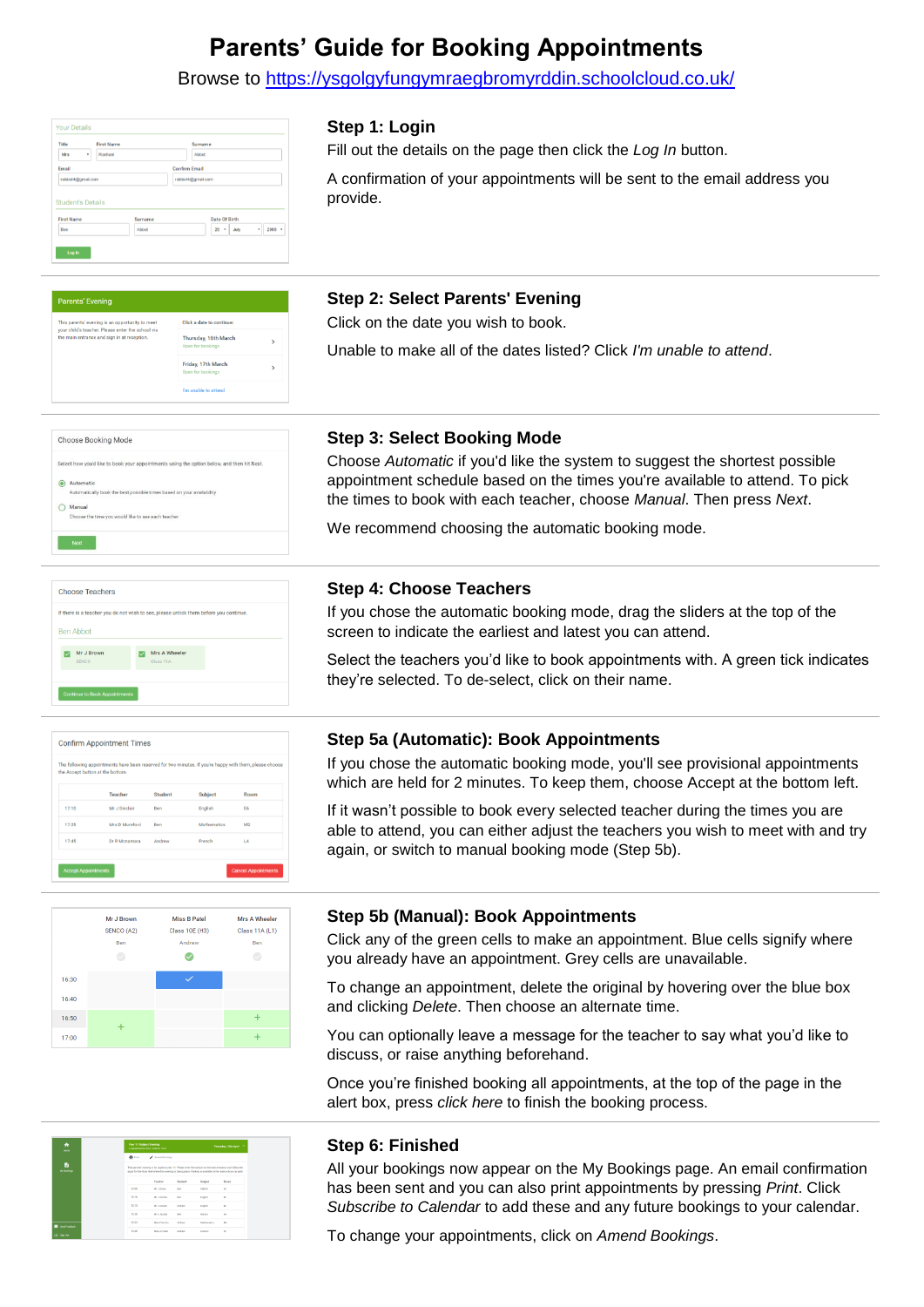# Parents' Guide for Booking Appointments

Browse to https://ysgolgyfungymraegbromyrddin.schoolcloud.co.uk/

### Step 1: Login

Fill out the details on the page then click the *Log In* button.

A confirmation of your appointments will be sent to the email address you provide.

### Step 2: Select Parents' Evening

Click on the date you wish to book.

Unable to make all of the dates listed? Click *I'm unable to attend*.

### Step 3: Select Booking Mode

Choose *Automatic* if you'd like the system to suggest the shortest possible appointment schedule based on the times you're available to attend. To pick the times to book with each teacher, choose *Manual*. Then press *Next*.

We recommend choosing the automatic booking mode.

### Step 4: Choose Teachers

If you chose the automatic booking mode, drag the sliders at the top of the screen to indicate the earliest and latest you can attend.

Select the teachers you'd like to book appointments with. A green tick indicates they're selected. To de-select, click on their name.

### Step 5a (Automatic): Book Appointments

If you chose the automatic booking mode, you'll see provisional appointments which are held for 2 minutes. To keep them, choose Accept at the bottom left.

If it wasn't possible to book every selected teacher during the times you are able to attend, you can either adjust the teachers you wish to meet with and try again, or switch to manual booking mode (Step 5b).

### Step 5b (Manual): Book Appointments

Click any of the green cells to make an appointment. Blue cells signify where you already have an appointment. Grey cells are unavailable.

To change an appointment, delete the original by hovering over the blue box and clicking *Delete*. Then choose an alternate time.

You can optionally leave a message for the teacher to say what you'd like to discuss, or raise anything beforehand.

Once you're finished booking all appointments, at the top of the page in the alert box, press *click here* to finish the booking process.

### Step 6: Finished

All your bookings now appear on the My Bookings page. An email confirmation has been sent and you can also print appointments by pressing *Print*. Click *Subscribe to Calendar* to add these and any future bookings to your calendar.

To change your appointments, click on *Amend Bookings*.